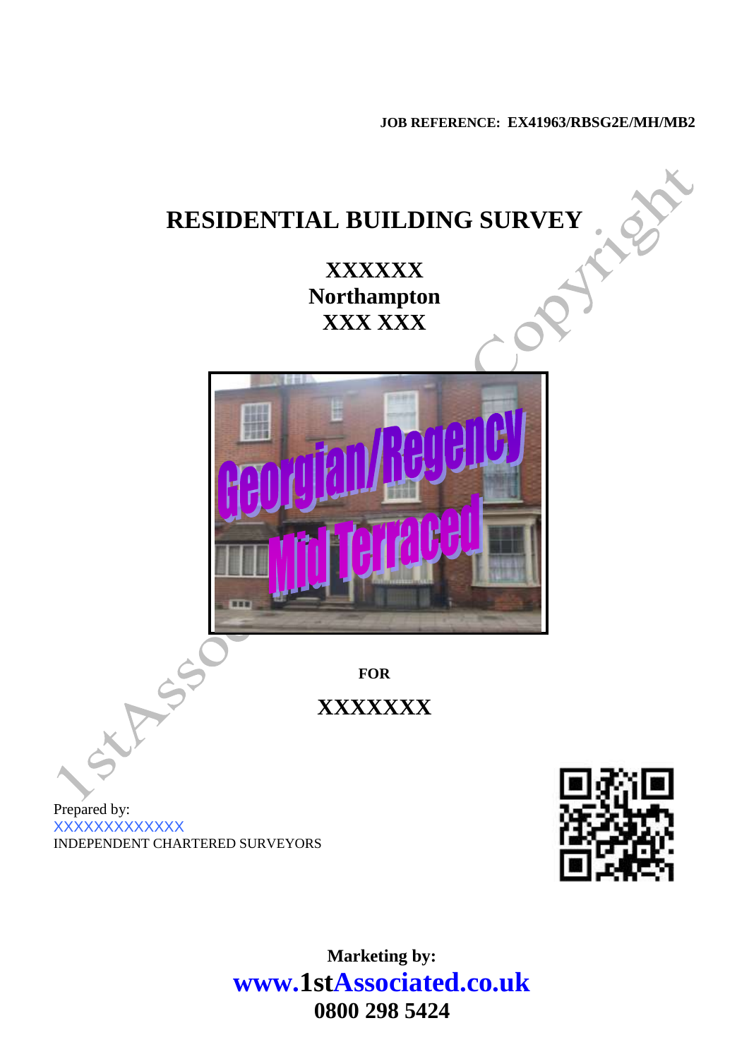**JOB REFERENCE: EX41963/RBSG2E/MH/MB2**

# RESIDENTIAL BUILDING SURVEY

**XXXXXX**
**Northampton**
**XXX XXX**

**FOR**

**XXXXXXX**

Prepared by:
XXXXXXXXXXXXX
INDEPENDENT CHARTERED SURVEYORS

**Marketing by:**
**www.1stAssociated.co.uk**
**0800 298 5424**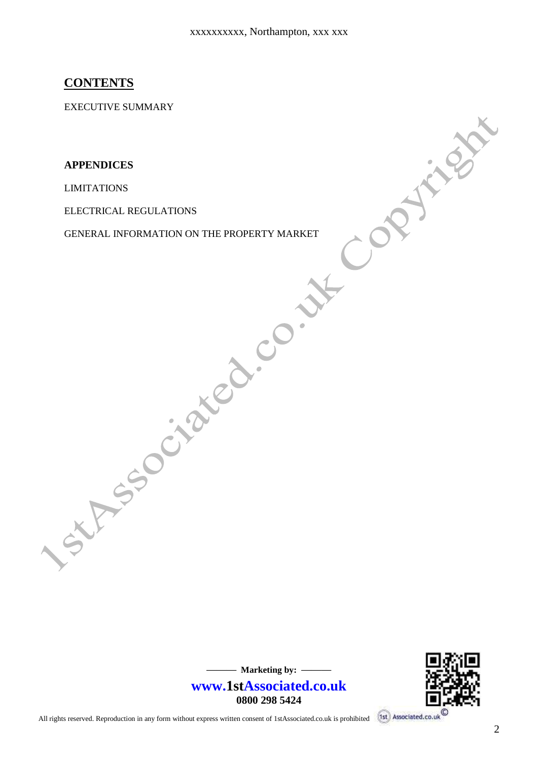## CONTENTS

EXECUTIVE SUMMARY

**APPENDICES**

LIMITATIONS

ELECTRICAL REGULATIONS

GENERAL INFORMATION ON THE PROPERTY MARKET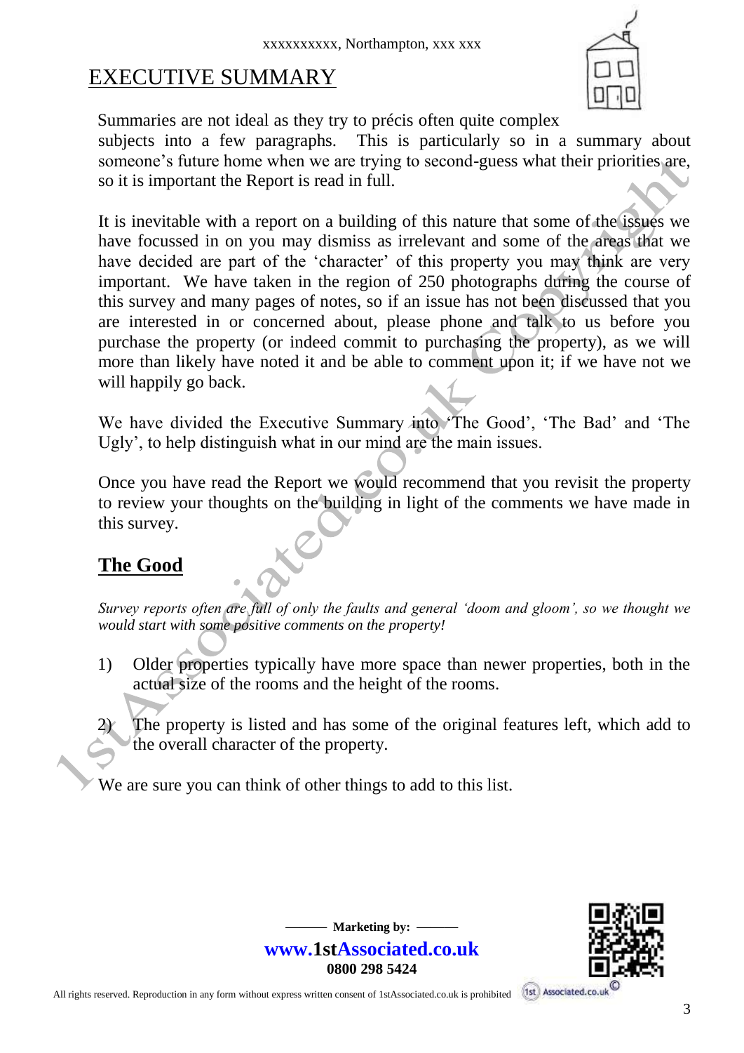# EXECUTIVE SUMMARY

Summaries are not ideal as they try to précis often quite complex subjects into a few paragraphs. This is particularly so in a summary about someone's future home when we are trying to second-guess what their priorities are, so it is important the Report is read in full.

It is inevitable with a report on a building of this nature that some of the issues we have focussed in on you may dismiss as irrelevant and some of the areas that we have decided are part of the 'character' of this property you may think are very important. We have taken in the region of 250 photographs during the course of this survey and many pages of notes, so if an issue has not been discussed that you are interested in or concerned about, please phone and talk to us before you purchase the property (or indeed commit to purchasing the property), as we will more than likely have noted it and be able to comment upon it; if we have not we will happily go back.

We have divided the Executive Summary into 'The Good', 'The Bad' and 'The Ugly', to help distinguish what in our mind are the main issues.

Once you have read the Report we would recommend that you revisit the property to review your thoughts on the building in light of the comments we have made in this survey.

## The Good

*Survey reports often are full of only the faults and general 'doom and gloom', so we thought we would start with some positive comments on the property!*

1) Older properties typically have more space than newer properties, both in the actual size of the rooms and the height of the rooms.

2) The property is listed and has some of the original features left, which add to the overall character of the property.

We are sure you can think of other things to add to this list.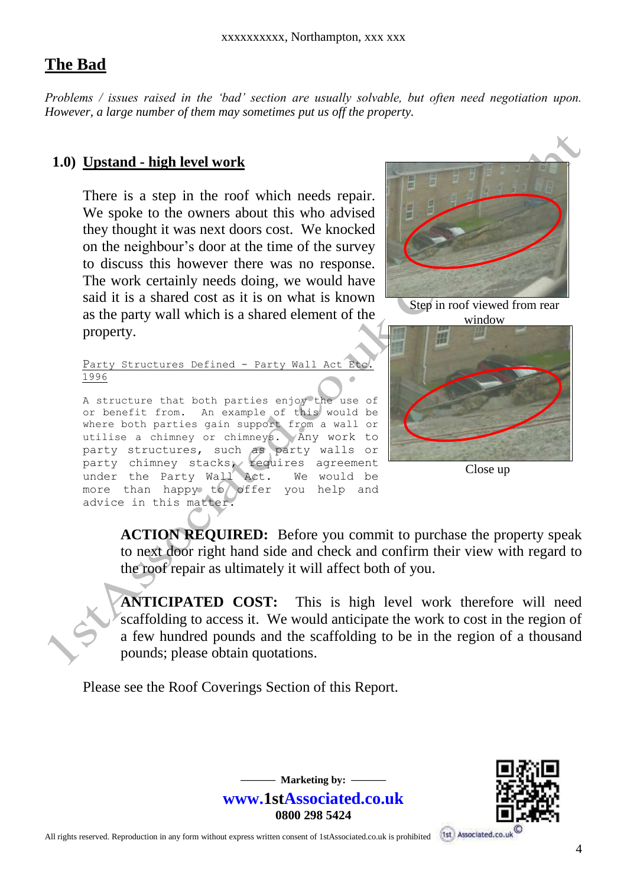## The Bad

*Problems / issues raised in the 'bad' section are usually solvable, but often need negotiation upon. However, a large number of them may sometimes put us off the property.*

### 1.0) Upstand - high level work

There is a step in the roof which needs repair. We spoke to the owners about this who advised they thought it was next doors cost. We knocked on the neighbour's door at the time of the survey to discuss this however there was no response. The work certainly needs doing, we would have said it is a shared cost as it is on what is known as the party wall which is a shared element of the property.

Step in roof viewed from rear window

Close up

Party Structures Defined - Party Wall Act Etc. 1996

A structure that both parties enjoy the use of or benefit from. An example of this would be where both parties gain support from a wall or utilise a chimney or chimneys. Any work to party structures, such as party walls or party chimney stacks, requires agreement under the Party Wall Act. We would be more than happy to offer you help and advice in this matter.

**ACTION REQUIRED:** Before you commit to purchase the property speak to next door right hand side and check and confirm their view with regard to the roof repair as ultimately it will affect both of you.

**ANTICIPATED COST:** This is high level work therefore will need scaffolding to access it. We would anticipate the work to cost in the region of a few hundred pounds and the scaffolding to be in the region of a thousand pounds; please obtain quotations.

Please see the Roof Coverings Section of this Report.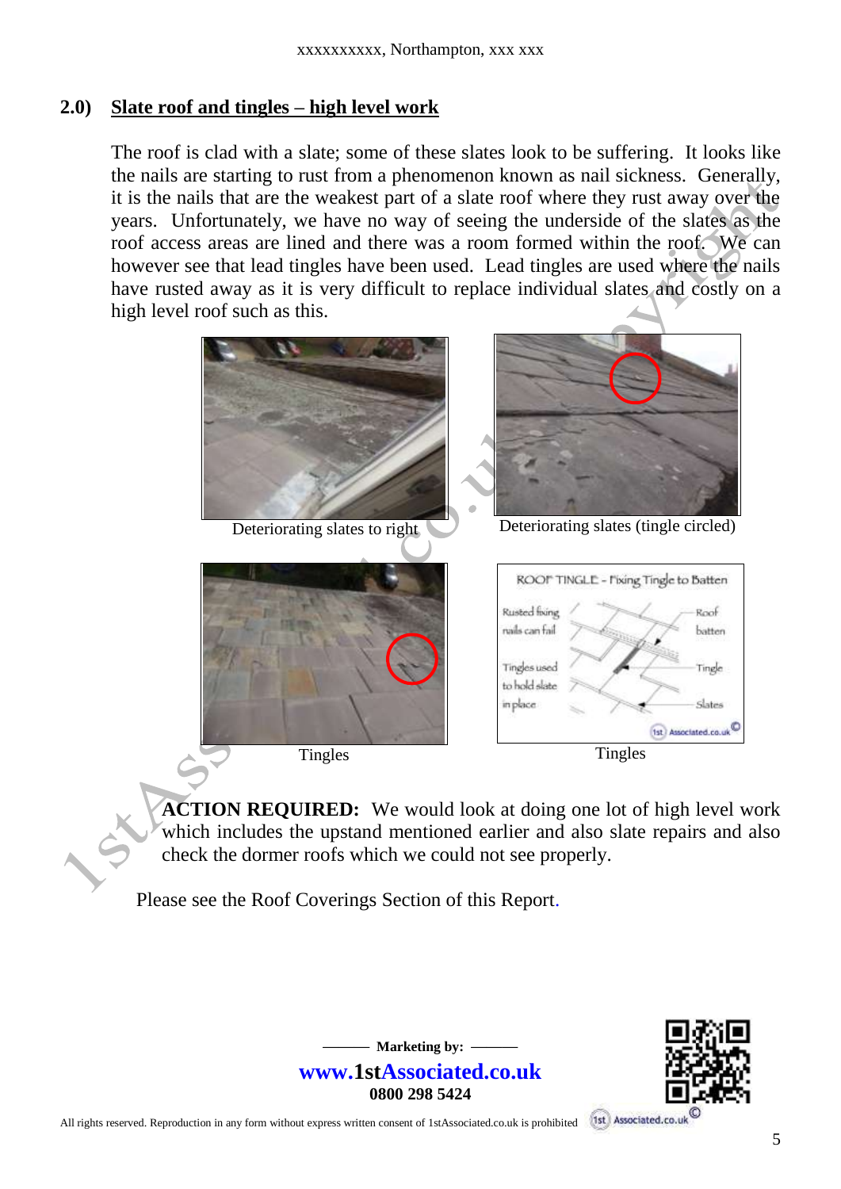## 2.0) Slate roof and tingles – high level work

The roof is clad with a slate; some of these slates look to be suffering. It looks like the nails are starting to rust from a phenomenon known as nail sickness. Generally, it is the nails that are the weakest part of a slate roof where they rust away over the years. Unfortunately, we have no way of seeing the underside of the slates as the roof access areas are lined and there was a room formed within the roof. We can however see that lead tingles have been used. Lead tingles are used where the nails have rusted away as it is very difficult to replace individual slates and costly on a high level roof such as this.

Deteriorating slates to right

Deteriorating slates (tingle circled)

Tingles

Tingles

**ACTION REQUIRED:** We would look at doing one lot of high level work which includes the upstand mentioned earlier and also slate repairs and also check the dormer roofs which we could not see properly.

Please see the Roof Coverings Section of this Report.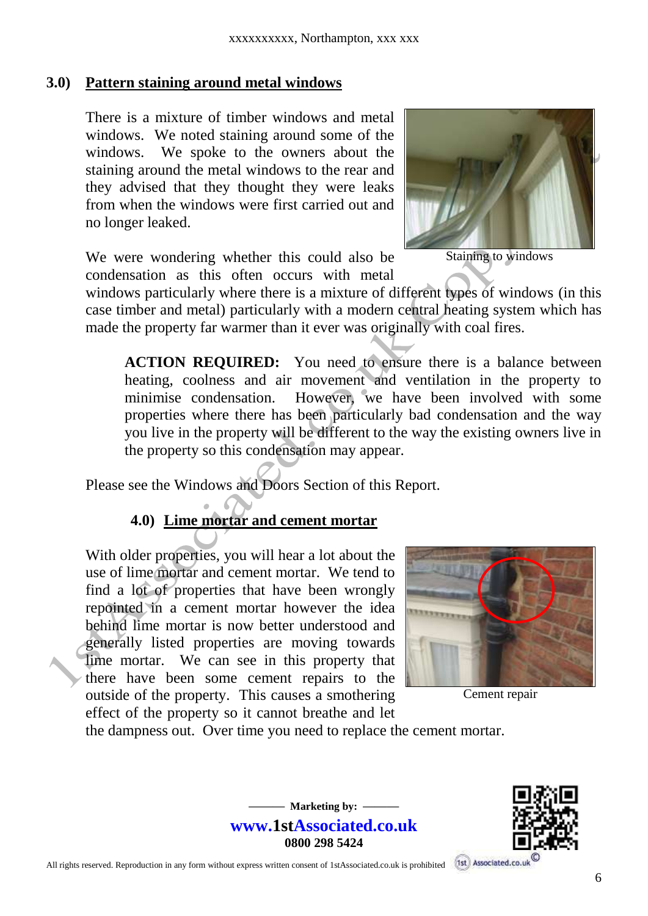## 3.0) Pattern staining around metal windows

There is a mixture of timber windows and metal windows. We noted staining around some of the windows. We spoke to the owners about the staining around the metal windows to the rear and they advised that they thought they were leaks from when the windows were first carried out and no longer leaked.

Staining to windows

We were wondering whether this could also be condensation as this often occurs with metal windows particularly where there is a mixture of different types of windows (in this case timber and metal) particularly with a modern central heating system which has made the property far warmer than it ever was originally with coal fires.

> **ACTION REQUIRED:** You need to ensure there is a balance between heating, coolness and air movement and ventilation in the property to minimise condensation. However, we have been involved with some properties where there has been particularly bad condensation and the way you live in the property will be different to the way the existing owners live in the property so this condensation may appear.

Please see the Windows and Doors Section of this Report.

## 4.0) Lime mortar and cement mortar

With older properties, you will hear a lot about the use of lime mortar and cement mortar. We tend to find a lot of properties that have been wrongly repointed in a cement mortar however the idea behind lime mortar is now better understood and generally listed properties are moving towards lime mortar. We can see in this property that there have been some cement repairs to the outside of the property. This causes a smothering effect of the property so it cannot breathe and let the dampness out. Over time you need to replace the cement mortar.

Cement repair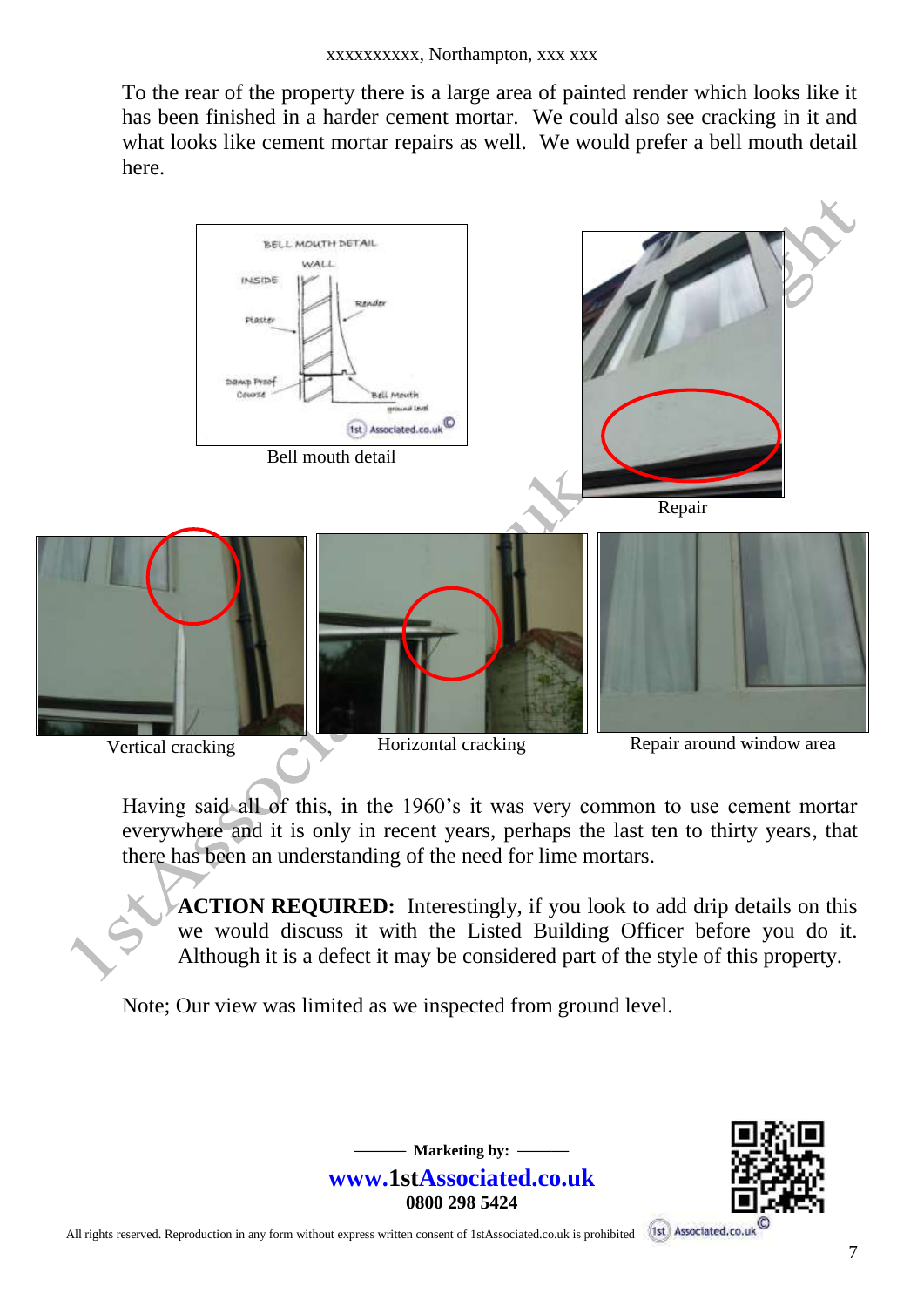To the rear of the property there is a large area of painted render which looks like it has been finished in a harder cement mortar. We could also see cracking in it and what looks like cement mortar repairs as well. We would prefer a bell mouth detail here.

Bell mouth detail

Repair

Vertical cracking

Horizontal cracking

Repair around window area

Having said all of this, in the 1960's it was very common to use cement mortar everywhere and it is only in recent years, perhaps the last ten to thirty years, that there has been an understanding of the need for lime mortars.

**ACTION REQUIRED:** Interestingly, if you look to add drip details on this we would discuss it with the Listed Building Officer before you do it. Although it is a defect it may be considered part of the style of this property.

Note; Our view was limited as we inspected from ground level.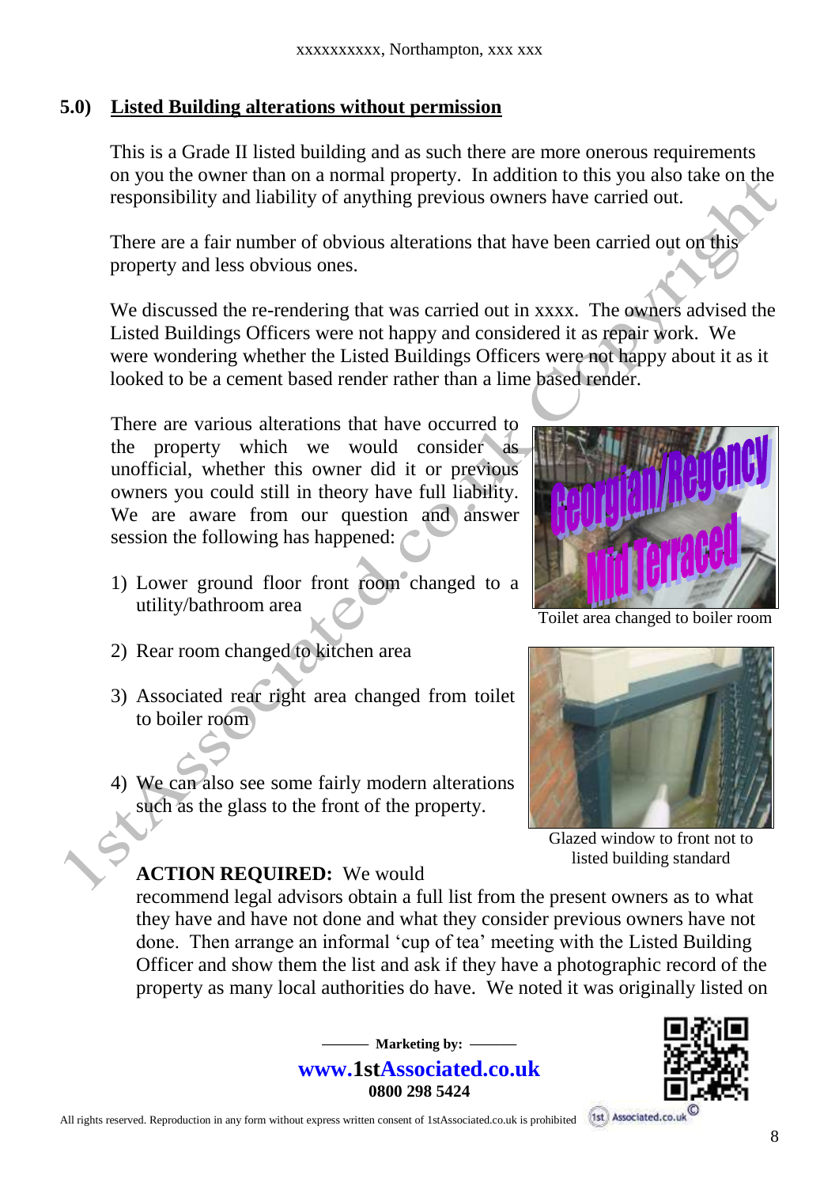## 5.0) Listed Building alterations without permission

This is a Grade II listed building and as such there are more onerous requirements on you the owner than on a normal property. In addition to this you also take on the responsibility and liability of anything previous owners have carried out.

There are a fair number of obvious alterations that have been carried out on this property and less obvious ones.

We discussed the re-rendering that was carried out in xxxx. The owners advised the Listed Buildings Officers were not happy and considered it as repair work. We were wondering whether the Listed Buildings Officers were not happy about it as it looked to be a cement based render rather than a lime based render.

There are various alterations that have occurred to the property which we would consider as unofficial, whether this owner did it or previous owners you could still in theory have full liability. We are aware from our question and answer session the following has happened:

1) Lower ground floor front room changed to a utility/bathroom area

2) Rear room changed to kitchen area

3) Associated rear right area changed from toilet to boiler room

4) We can also see some fairly modern alterations such as the glass to the front of the property.

Toilet area changed to boiler room

Glazed window to front not to listed building standard

**ACTION REQUIRED:** We would recommend legal advisors obtain a full list from the present owners as to what they have and have not done and what they consider previous owners have not done. Then arrange an informal 'cup of tea' meeting with the Listed Building Officer and show them the list and ask if they have a photographic record of the property as many local authorities do have. We noted it was originally listed on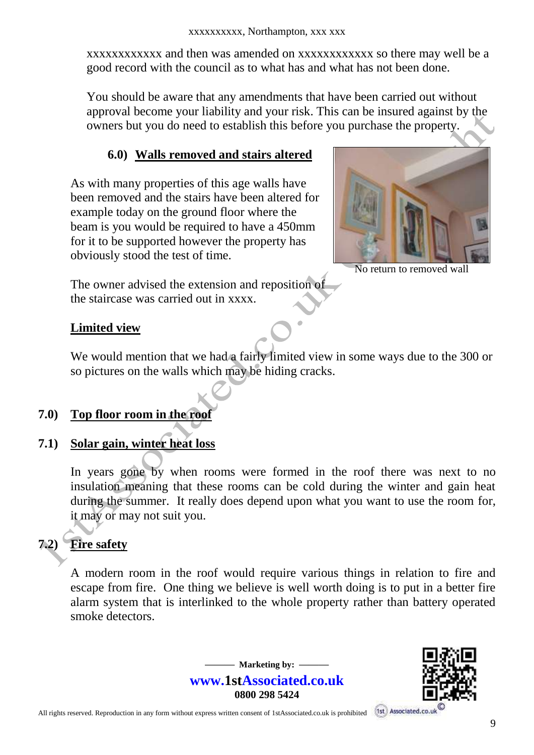xxxxxxxxxxxx and then was amended on xxxxxxxxxxxx so there may well be a good record with the council as to what has and what has not been done.

You should be aware that any amendments that have been carried out without approval become your liability and your risk. This can be insured against by the owners but you do need to establish this before you purchase the property.

## 6.0) Walls removed and stairs altered

As with many properties of this age walls have been removed and the stairs have been altered for example today on the ground floor where the beam is you would be required to have a 450mm for it to be supported however the property has obviously stood the test of time.

No return to removed wall

The owner advised the extension and reposition of the staircase was carried out in xxxx.

### Limited view

We would mention that we had a fairly limited view in some ways due to the 300 or so pictures on the walls which may be hiding cracks.

## 7.0) Top floor room in the roof

### 7.1) Solar gain, winter heat loss

In years gone by when rooms were formed in the roof there was next to no insulation meaning that these rooms can be cold during the winter and gain heat during the summer. It really does depend upon what you want to use the room for, it may or may not suit you.

### 7.2) Fire safety

A modern room in the roof would require various things in relation to fire and escape from fire. One thing we believe is well worth doing is to put in a better fire alarm system that is interlinked to the whole property rather than battery operated smoke detectors.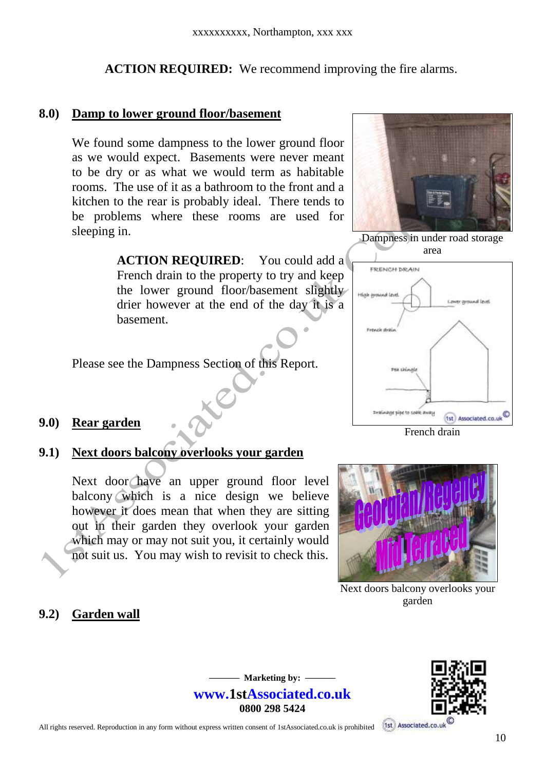**ACTION REQUIRED:** We recommend improving the fire alarms.

## 8.0) Damp to lower ground floor/basement

We found some dampness to the lower ground floor as we would expect. Basements were never meant to be dry or as what we would term as habitable rooms. The use of it as a bathroom to the front and a kitchen to the rear is probably ideal. There tends to be problems where these rooms are used for sleeping in.

**ACTION REQUIRED**: You could add a French drain to the property to try and keep the lower ground floor/basement slightly drier however at the end of the day it is a basement.

Please see the Dampness Section of this Report.

Dampness in under road storage area

French drain

## 9.0) Rear garden

### 9.1) Next doors balcony overlooks your garden

Next door have an upper ground floor level balcony which is a nice design we believe however it does mean that when they are sitting out in their garden they overlook your garden which may or may not suit you, it certainly would not suit us. You may wish to revisit to check this.

Next doors balcony overlooks your garden

### 9.2) Garden wall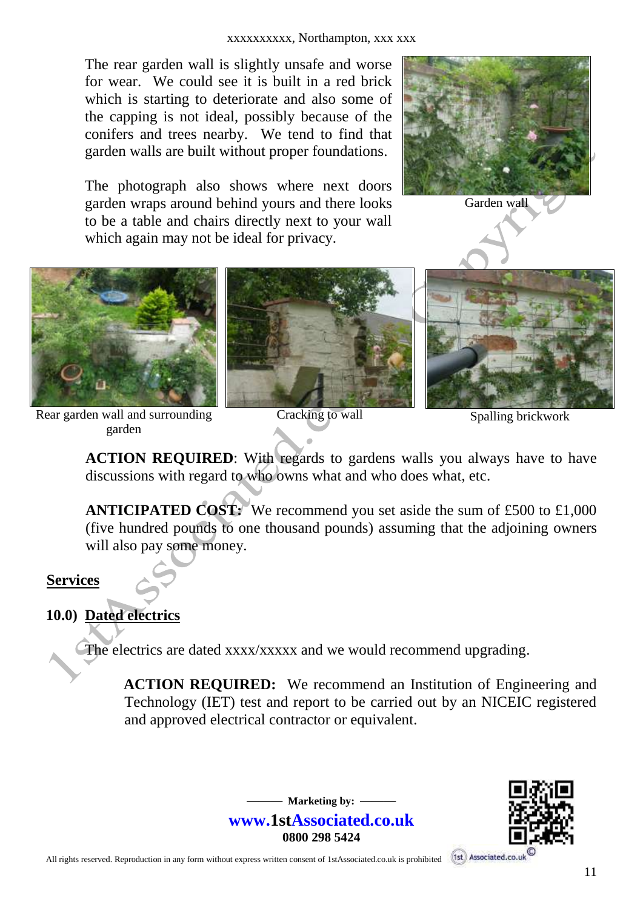The rear garden wall is slightly unsafe and worse for wear. We could see it is built in a red brick which is starting to deteriorate and also some of the capping is not ideal, possibly because of the conifers and trees nearby. We tend to find that garden walls are built without proper foundations.

The photograph also shows where next doors garden wraps around behind yours and there looks to be a table and chairs directly next to your wall which again may not be ideal for privacy.

Garden wall

Rear garden wall and surrounding garden

Cracking to wall

Spalling brickwork

**ACTION REQUIRED**: With regards to gardens walls you always have to have discussions with regard to who owns what and who does what, etc.

**ANTICIPATED COST:** We recommend you set aside the sum of £500 to £1,000 (five hundred pounds to one thousand pounds) assuming that the adjoining owners will also pay some money.

## Services

### 10.0) Dated electrics

The electrics are dated xxxx/xxxxx and we would recommend upgrading.

**ACTION REQUIRED:** We recommend an Institution of Engineering and Technology (IET) test and report to be carried out by an NICEIC registered and approved electrical contractor or equivalent.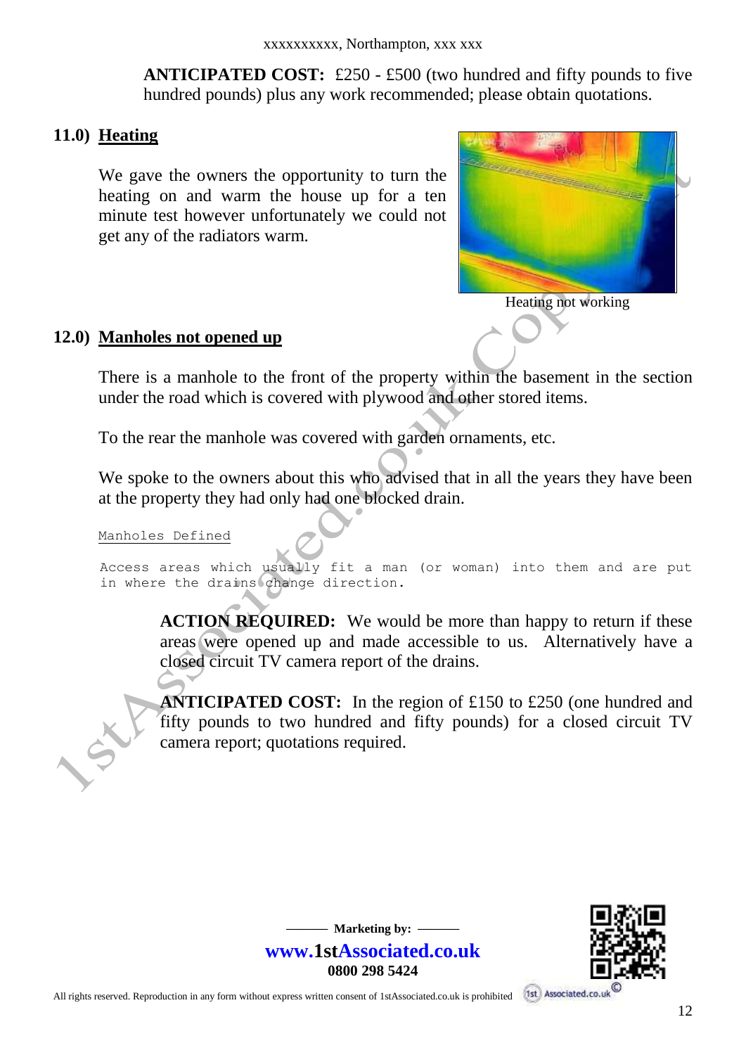**ANTICIPATED COST:** £250 - £500 (two hundred and fifty pounds to five hundred pounds) plus any work recommended; please obtain quotations.

## 11.0) Heating

We gave the owners the opportunity to turn the heating on and warm the house up for a ten minute test however unfortunately we could not get any of the radiators warm.

Heating not working

## 12.0) Manholes not opened up

There is a manhole to the front of the property within the basement in the section under the road which is covered with plywood and other stored items.

To the rear the manhole was covered with garden ornaments, etc.

We spoke to the owners about this who advised that in all the years they have been at the property they had only had one blocked drain.

Manholes Defined

Access areas which usually fit a man (or woman) into them and are put in where the drains change direction.

**ACTION REQUIRED:** We would be more than happy to return if these areas were opened up and made accessible to us. Alternatively have a closed circuit TV camera report of the drains.

**ANTICIPATED COST:** In the region of £150 to £250 (one hundred and fifty pounds to two hundred and fifty pounds) for a closed circuit TV camera report; quotations required.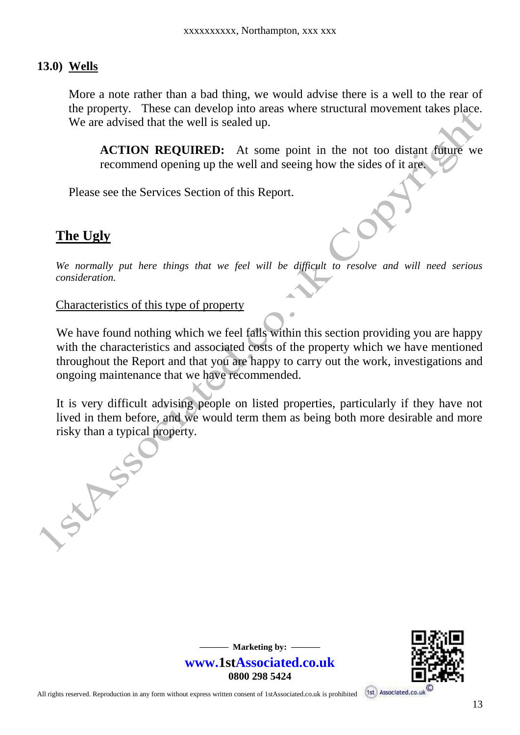## 13.0) Wells

More a note rather than a bad thing, we would advise there is a well to the rear of the property. These can develop into areas where structural movement takes place. We are advised that the well is sealed up.

> **ACTION REQUIRED:** At some point in the not too distant future we recommend opening up the well and seeing how the sides of it are.

Please see the Services Section of this Report.

## The Ugly

*We normally put here things that we feel will be difficult to resolve and will need serious consideration.*

Characteristics of this type of property

We have found nothing which we feel falls within this section providing you are happy with the characteristics and associated costs of the property which we have mentioned throughout the Report and that you are happy to carry out the work, investigations and ongoing maintenance that we have recommended.

It is very difficult advising people on listed properties, particularly if they have not lived in them before, and we would term them as being both more desirable and more risky than a typical property.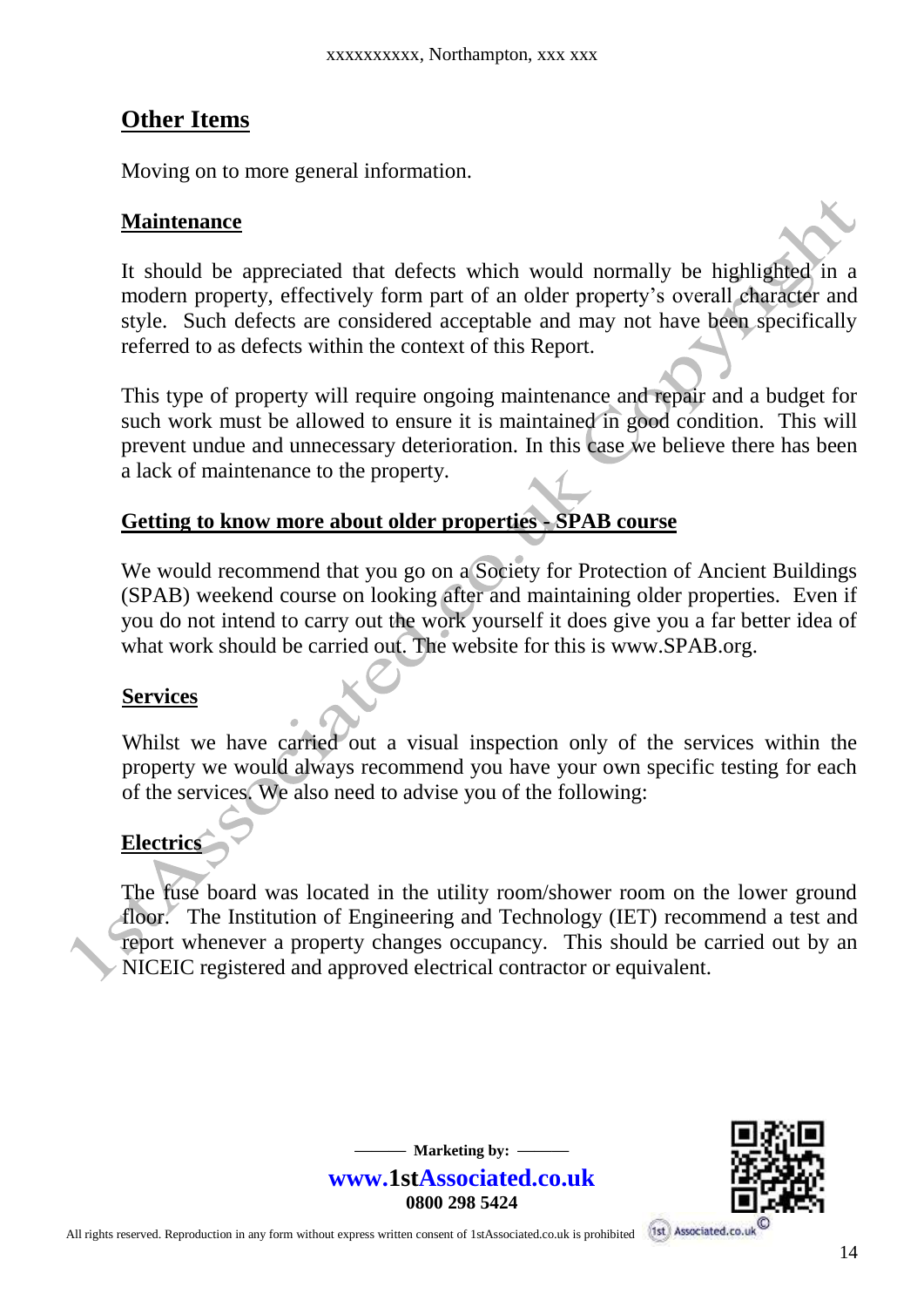## Other Items

Moving on to more general information.

### Maintenance

It should be appreciated that defects which would normally be highlighted in a modern property, effectively form part of an older property's overall character and style. Such defects are considered acceptable and may not have been specifically referred to as defects within the context of this Report.

This type of property will require ongoing maintenance and repair and a budget for such work must be allowed to ensure it is maintained in good condition. This will prevent undue and unnecessary deterioration. In this case we believe there has been a lack of maintenance to the property.

### Getting to know more about older properties - SPAB course

We would recommend that you go on a Society for Protection of Ancient Buildings (SPAB) weekend course on looking after and maintaining older properties. Even if you do not intend to carry out the work yourself it does give you a far better idea of what work should be carried out. The website for this is www.SPAB.org.

### Services

Whilst we have carried out a visual inspection only of the services within the property we would always recommend you have your own specific testing for each of the services. We also need to advise you of the following:

### Electrics

The fuse board was located in the utility room/shower room on the lower ground floor. The Institution of Engineering and Technology (IET) recommend a test and report whenever a property changes occupancy. This should be carried out by an NICEIC registered and approved electrical contractor or equivalent.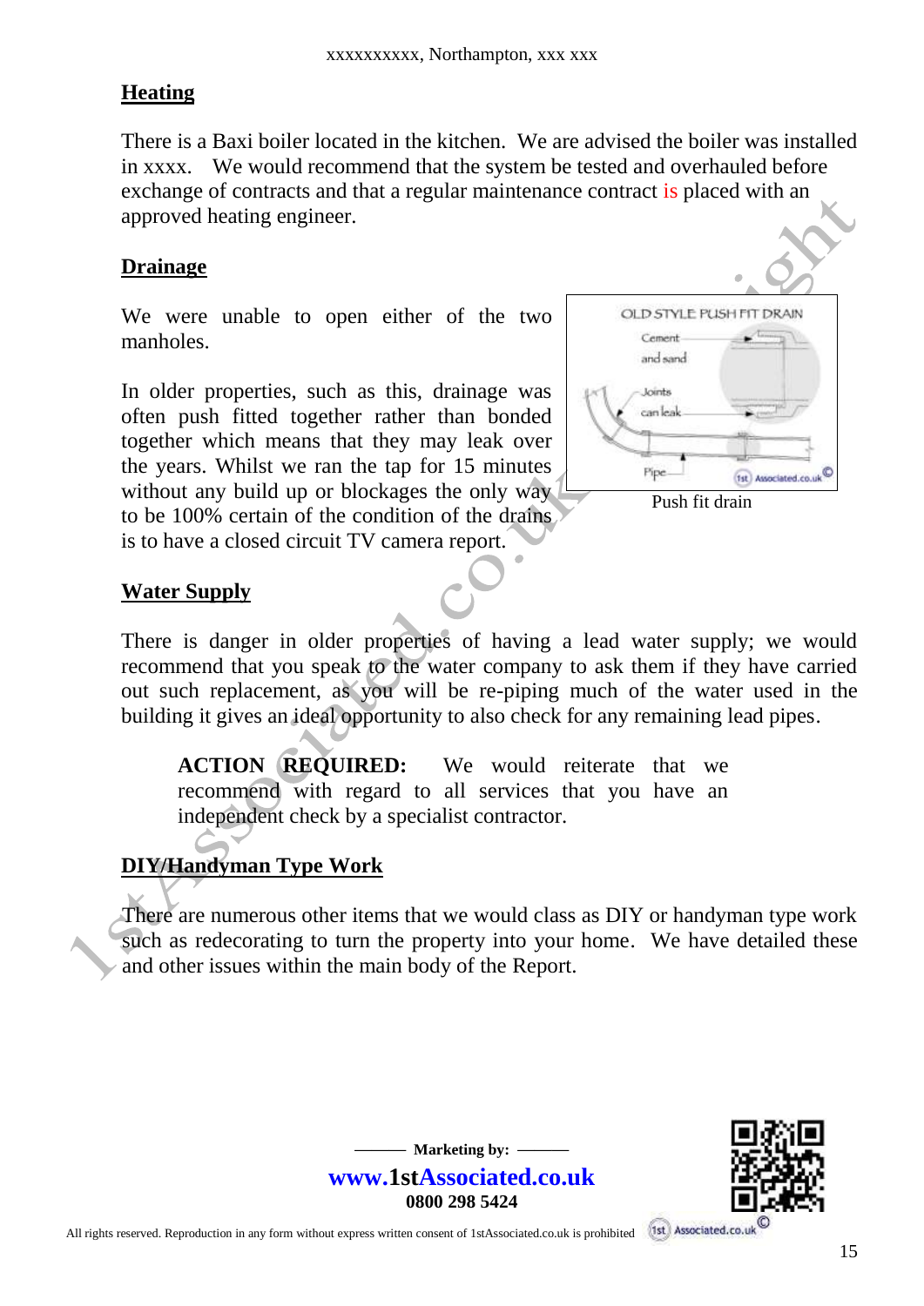## Heating

There is a Baxi boiler located in the kitchen. We are advised the boiler was installed in xxxx. We would recommend that the system be tested and overhauled before exchange of contracts and that a regular maintenance contract is placed with an approved heating engineer.

## Drainage

We were unable to open either of the two manholes.

In older properties, such as this, drainage was often push fitted together rather than bonded together which means that they may leak over the years. Whilst we ran the tap for 15 minutes without any build up or blockages the only way to be 100% certain of the condition of the drains is to have a closed circuit TV camera report.

Push fit drain

## Water Supply

There is danger in older properties of having a lead water supply; we would recommend that you speak to the water company to ask them if they have carried out such replacement, as you will be re-piping much of the water used in the building it gives an ideal opportunity to also check for any remaining lead pipes.

> **ACTION REQUIRED:** We would reiterate that we recommend with regard to all services that you have an independent check by a specialist contractor.

## DIY/Handyman Type Work

There are numerous other items that we would class as DIY or handyman type work such as redecorating to turn the property into your home. We have detailed these and other issues within the main body of the Report.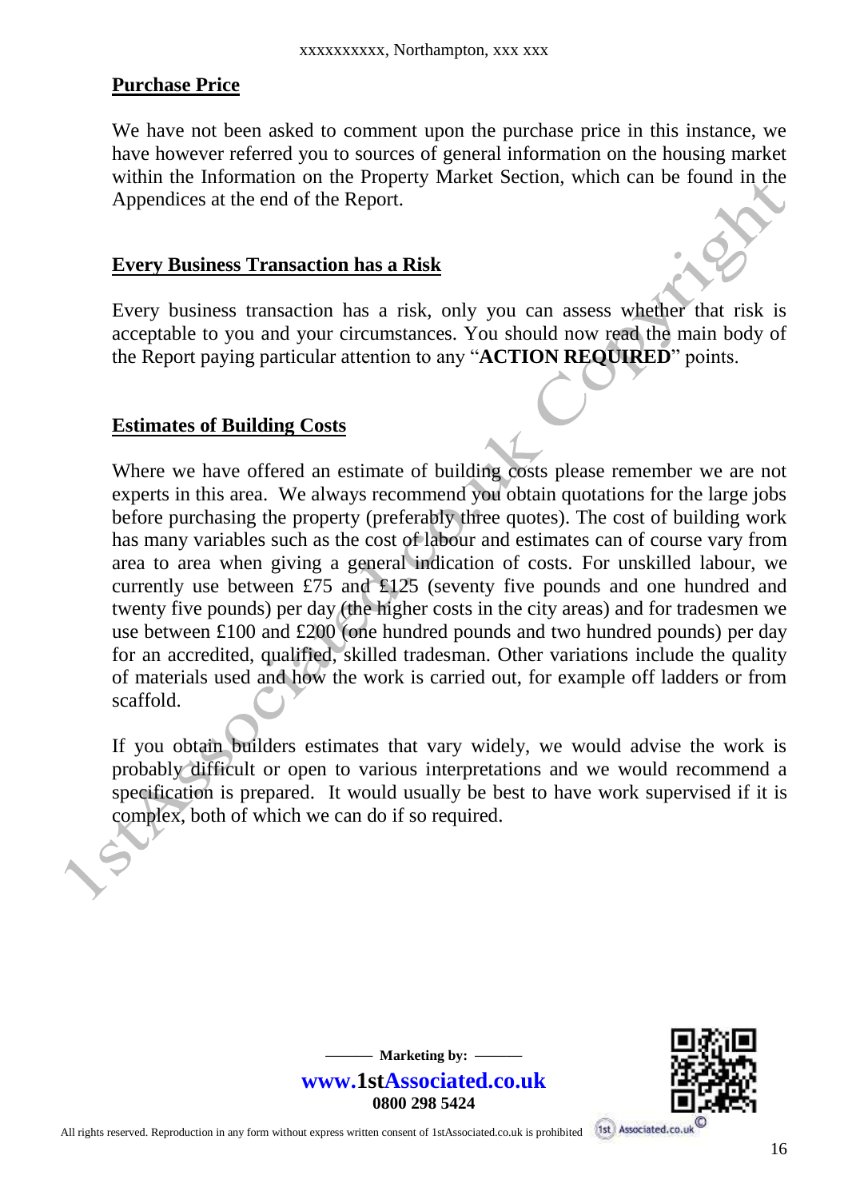## Purchase Price

We have not been asked to comment upon the purchase price in this instance, we have however referred you to sources of general information on the housing market within the Information on the Property Market Section, which can be found in the Appendices at the end of the Report.

## Every Business Transaction has a Risk

Every business transaction has a risk, only you can assess whether that risk is acceptable to you and your circumstances. You should now read the main body of the Report paying particular attention to any "**ACTION REQUIRED**" points.

## Estimates of Building Costs

Where we have offered an estimate of building costs please remember we are not experts in this area. We always recommend you obtain quotations for the large jobs before purchasing the property (preferably three quotes). The cost of building work has many variables such as the cost of labour and estimates can of course vary from area to area when giving a general indication of costs. For unskilled labour, we currently use between £75 and £125 (seventy five pounds and one hundred and twenty five pounds) per day (the higher costs in the city areas) and for tradesmen we use between £100 and £200 (one hundred pounds and two hundred pounds) per day for an accredited, qualified, skilled tradesman. Other variations include the quality of materials used and how the work is carried out, for example off ladders or from scaffold.

If you obtain builders estimates that vary widely, we would advise the work is probably difficult or open to various interpretations and we would recommend a specification is prepared. It would usually be best to have work supervised if it is complex, both of which we can do if so required.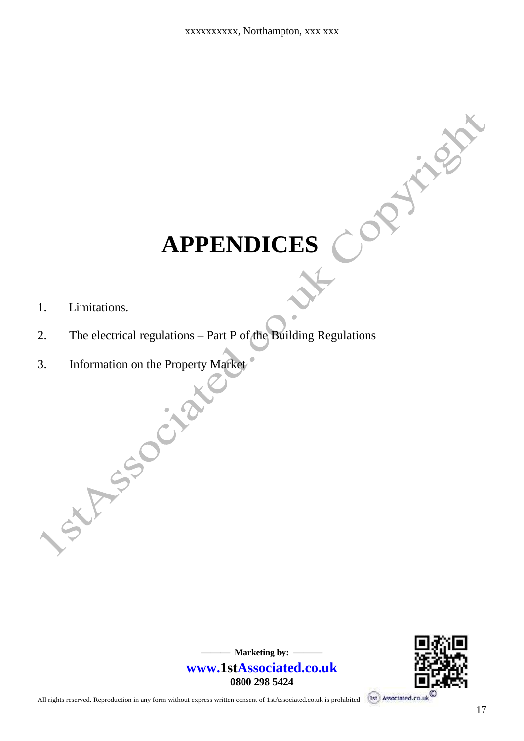# APPENDICES

1. Limitations.
2. The electrical regulations – Part P of the Building Regulations
3. Information on the Property Market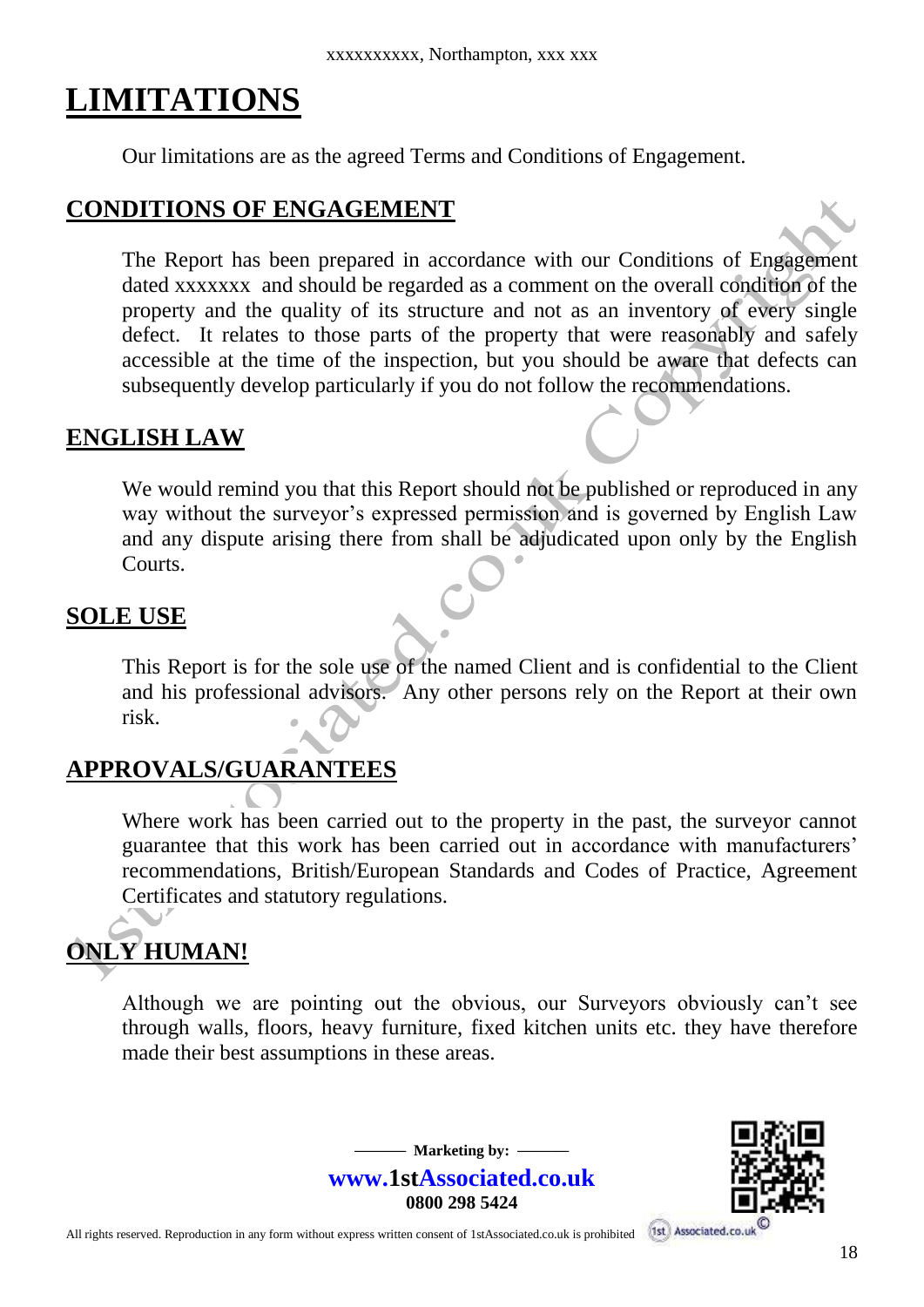# LIMITATIONS

Our limitations are as the agreed Terms and Conditions of Engagement.

## CONDITIONS OF ENGAGEMENT

The Report has been prepared in accordance with our Conditions of Engagement dated xxxxxxx and should be regarded as a comment on the overall condition of the property and the quality of its structure and not as an inventory of every single defect. It relates to those parts of the property that were reasonably and safely accessible at the time of the inspection, but you should be aware that defects can subsequently develop particularly if you do not follow the recommendations.

## ENGLISH LAW

We would remind you that this Report should not be published or reproduced in any way without the surveyor's expressed permission and is governed by English Law and any dispute arising there from shall be adjudicated upon only by the English Courts.

## SOLE USE

This Report is for the sole use of the named Client and is confidential to the Client and his professional advisors. Any other persons rely on the Report at their own risk.

## APPROVALS/GUARANTEES

Where work has been carried out to the property in the past, the surveyor cannot guarantee that this work has been carried out in accordance with manufacturers' recommendations, British/European Standards and Codes of Practice, Agreement Certificates and statutory regulations.

## ONLY HUMAN!

Although we are pointing out the obvious, our Surveyors obviously can't see through walls, floors, heavy furniture, fixed kitchen units etc. they have therefore made their best assumptions in these areas.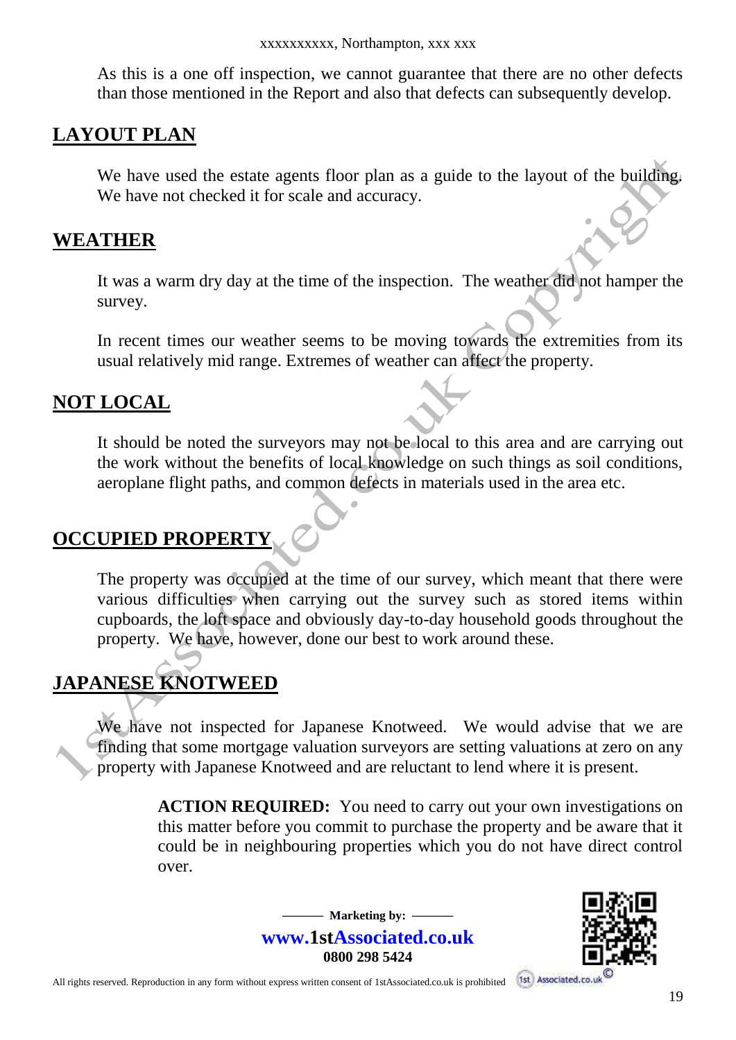As this is a one off inspection, we cannot guarantee that there are no other defects than those mentioned in the Report and also that defects can subsequently develop.

## LAYOUT PLAN

We have used the estate agents floor plan as a guide to the layout of the building. We have not checked it for scale and accuracy.

## WEATHER

It was a warm dry day at the time of the inspection. The weather did not hamper the survey.

In recent times our weather seems to be moving towards the extremities from its usual relatively mid range. Extremes of weather can affect the property.

## NOT LOCAL

It should be noted the surveyors may not be local to this area and are carrying out the work without the benefits of local knowledge on such things as soil conditions, aeroplane flight paths, and common defects in materials used in the area etc.

## OCCUPIED PROPERTY

The property was occupied at the time of our survey, which meant that there were various difficulties when carrying out the survey such as stored items within cupboards, the loft space and obviously day-to-day household goods throughout the property. We have, however, done our best to work around these.

## JAPANESE KNOTWEED

We have not inspected for Japanese Knotweed. We would advise that we are finding that some mortgage valuation surveyors are setting valuations at zero on any property with Japanese Knotweed and are reluctant to lend where it is present.

> **ACTION REQUIRED:** You need to carry out your own investigations on this matter before you commit to purchase the property and be aware that it could be in neighbouring properties which you do not have direct control over.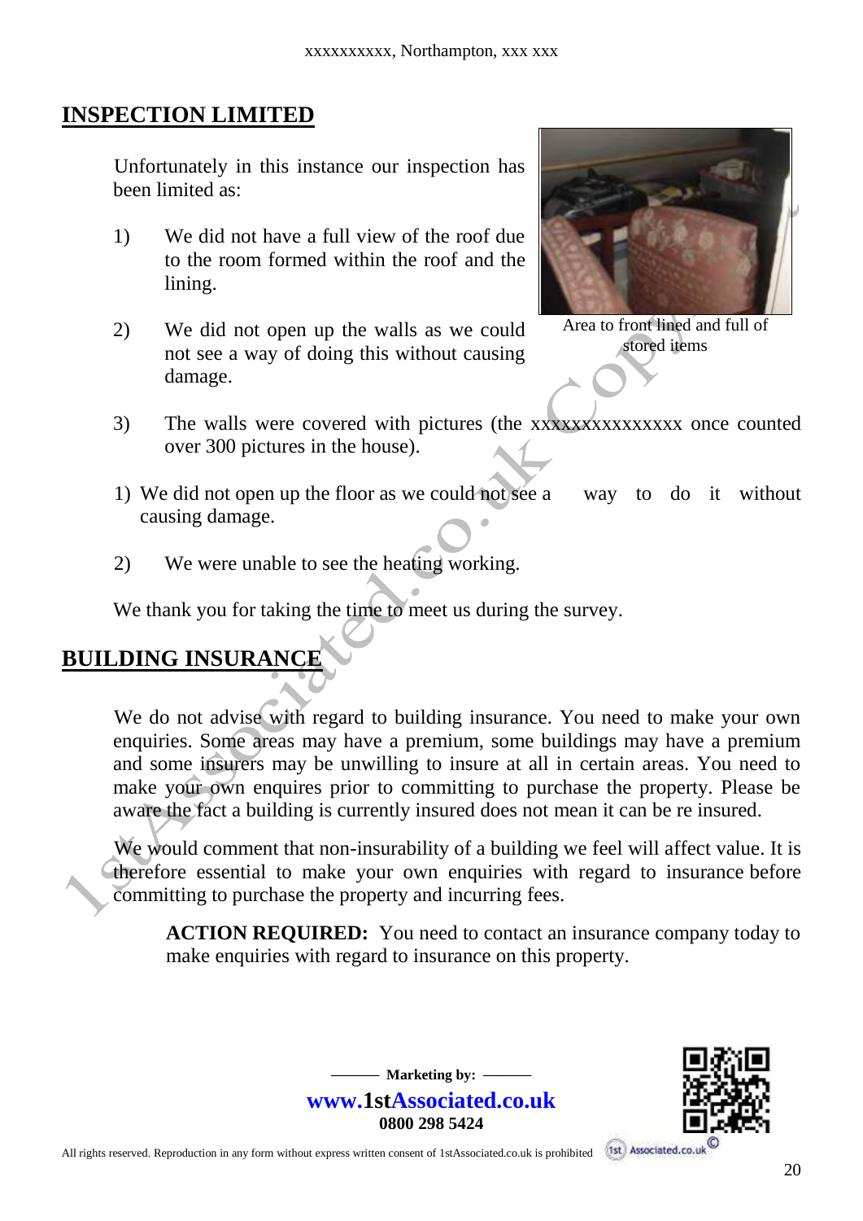## INSPECTION LIMITED

Unfortunately in this instance our inspection has been limited as:

1) We did not have a full view of the roof due to the room formed within the roof and the lining.

2) We did not open up the walls as we could not see a way of doing this without causing damage.

3) The walls were covered with pictures (the xxxxxxxxxxxxxxx once counted over 300 pictures in the house).

Area to front lined and full of stored items

1) We did not open up the floor as we could not see a way to do it without causing damage.

2) We were unable to see the heating working.

We thank you for taking the time to meet us during the survey.

## BUILDING INSURANCE

We do not advise with regard to building insurance. You need to make your own enquiries. Some areas may have a premium, some buildings may have a premium and some insurers may be unwilling to insure at all in certain areas. You need to make your own enquires prior to committing to purchase the property. Please be aware the fact a building is currently insured does not mean it can be re insured.

We would comment that non-insurability of a building we feel will affect value. It is therefore essential to make your own enquiries with regard to insurance before committing to purchase the property and incurring fees.

**ACTION REQUIRED:** You need to contact an insurance company today to make enquiries with regard to insurance on this property.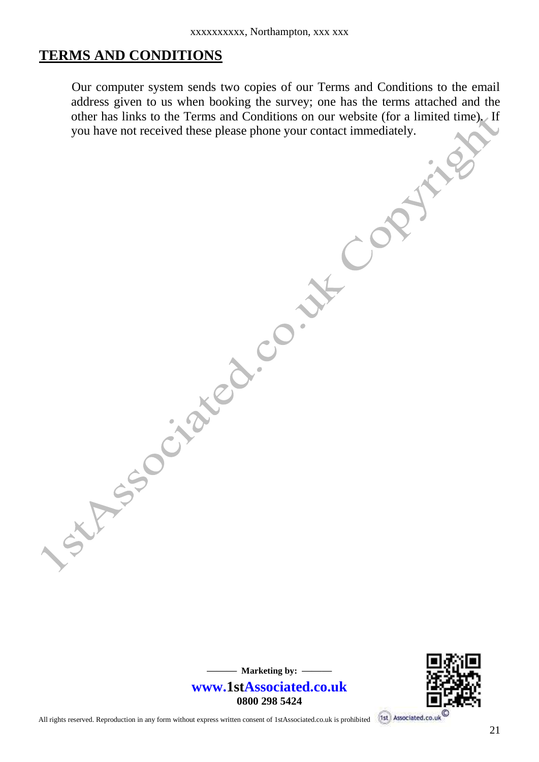# TERMS AND CONDITIONS

Our computer system sends two copies of our Terms and Conditions to the email address given to us when booking the survey; one has the terms attached and the other has links to the Terms and Conditions on our website (for a limited time). If you have not received these please phone your contact immediately.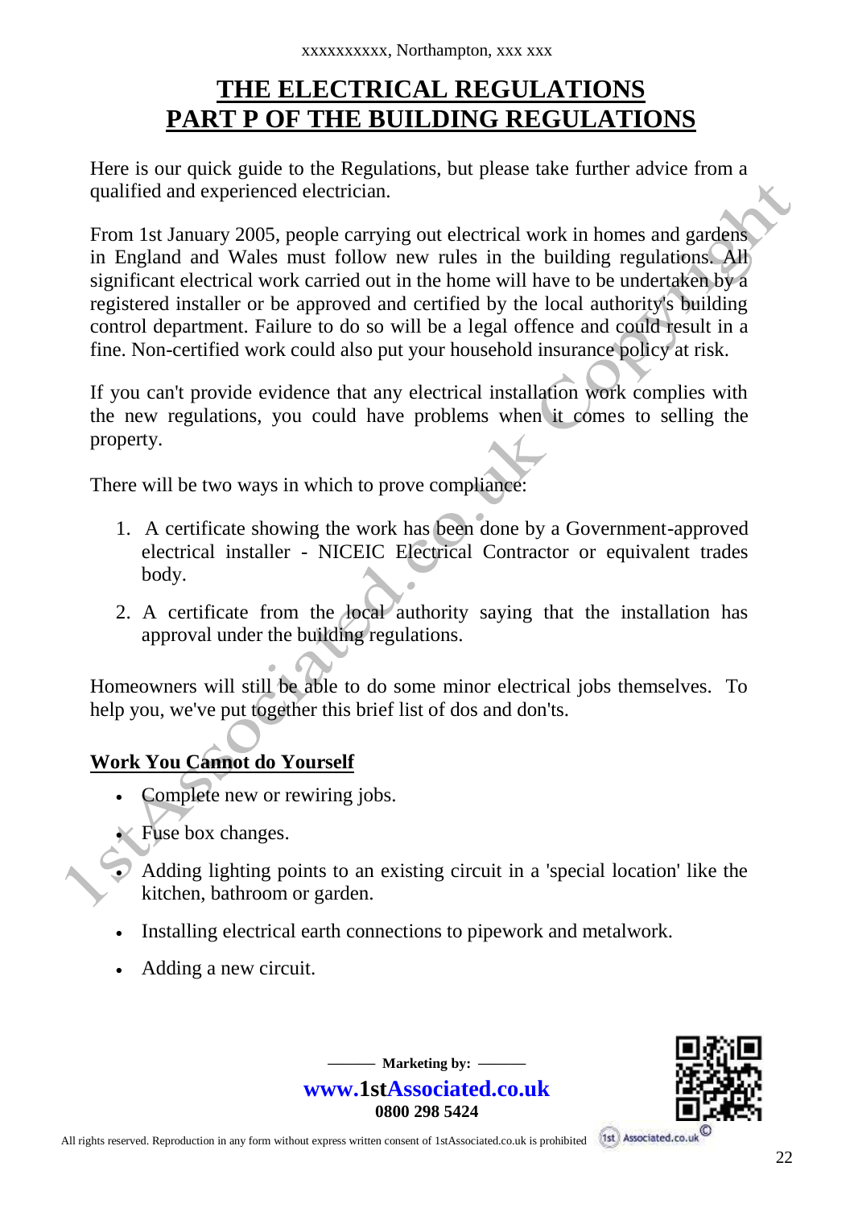# THE ELECTRICAL REGULATIONS
# PART P OF THE BUILDING REGULATIONS

Here is our quick guide to the Regulations, but please take further advice from a qualified and experienced electrician.

From 1st January 2005, people carrying out electrical work in homes and gardens in England and Wales must follow new rules in the building regulations. All significant electrical work carried out in the home will have to be undertaken by a registered installer or be approved and certified by the local authority's building control department. Failure to do so will be a legal offence and could result in a fine. Non-certified work could also put your household insurance policy at risk.

If you can't provide evidence that any electrical installation work complies with the new regulations, you could have problems when it comes to selling the property.

There will be two ways in which to prove compliance:

1. A certificate showing the work has been done by a Government-approved electrical installer - NICEIC Electrical Contractor or equivalent trades body.
2. A certificate from the local authority saying that the installation has approval under the building regulations.

Homeowners will still be able to do some minor electrical jobs themselves. To help you, we've put together this brief list of dos and don'ts.

**Work You Cannot do Yourself**

- Complete new or rewiring jobs.
- Fuse box changes.
- Adding lighting points to an existing circuit in a 'special location' like the kitchen, bathroom or garden.
- Installing electrical earth connections to pipework and metalwork.
- Adding a new circuit.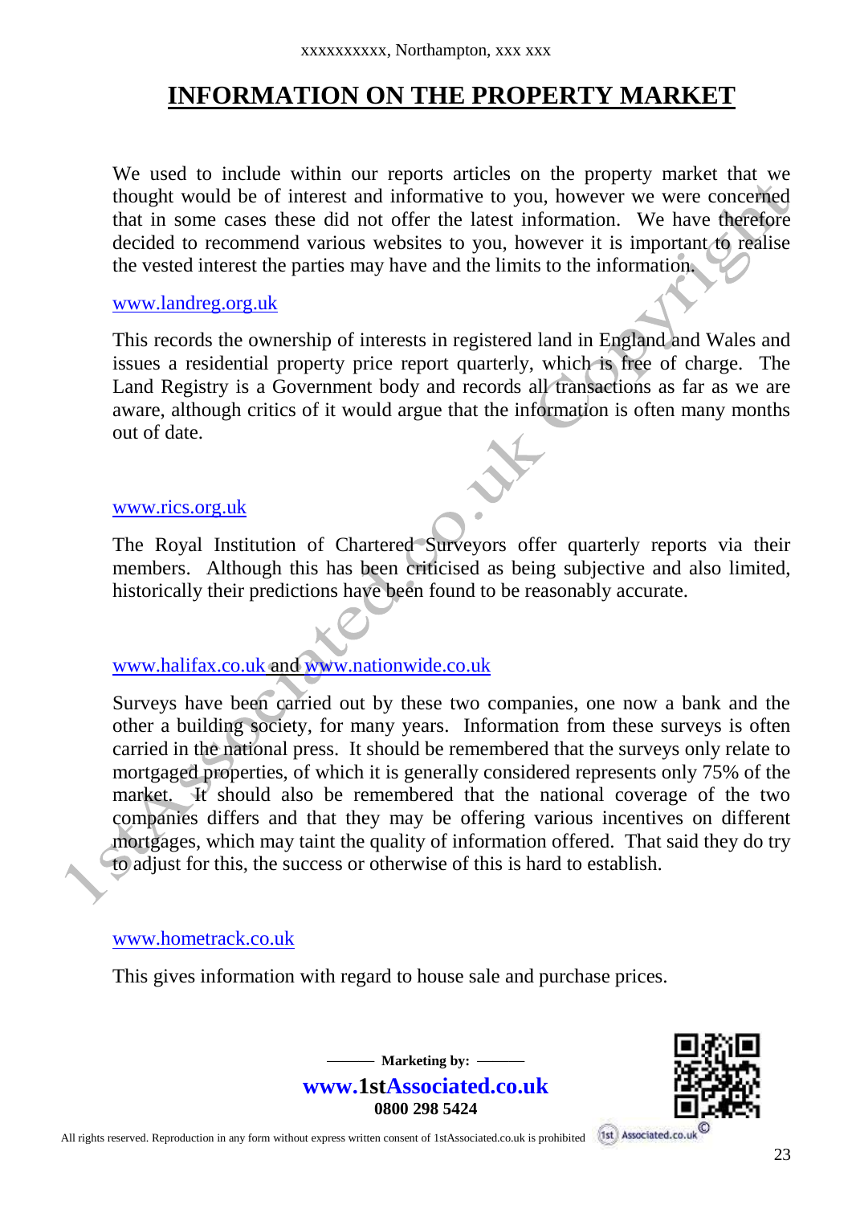# INFORMATION ON THE PROPERTY MARKET

We used to include within our reports articles on the property market that we thought would be of interest and informative to you, however we were concerned that in some cases these did not offer the latest information. We have therefore decided to recommend various websites to you, however it is important to realise the vested interest the parties may have and the limits to the information.

www.landreg.org.uk

This records the ownership of interests in registered land in England and Wales and issues a residential property price report quarterly, which is free of charge. The Land Registry is a Government body and records all transactions as far as we are aware, although critics of it would argue that the information is often many months out of date.

www.rics.org.uk

The Royal Institution of Chartered Surveyors offer quarterly reports via their members. Although this has been criticised as being subjective and also limited, historically their predictions have been found to be reasonably accurate.

www.halifax.co.uk and www.nationwide.co.uk

Surveys have been carried out by these two companies, one now a bank and the other a building society, for many years. Information from these surveys is often carried in the national press. It should be remembered that the surveys only relate to mortgaged properties, of which it is generally considered represents only 75% of the market. It should also be remembered that the national coverage of the two companies differs and that they may be offering various incentives on different mortgages, which may taint the quality of information offered. That said they do try to adjust for this, the success or otherwise of this is hard to establish.

www.hometrack.co.uk

This gives information with regard to house sale and purchase prices.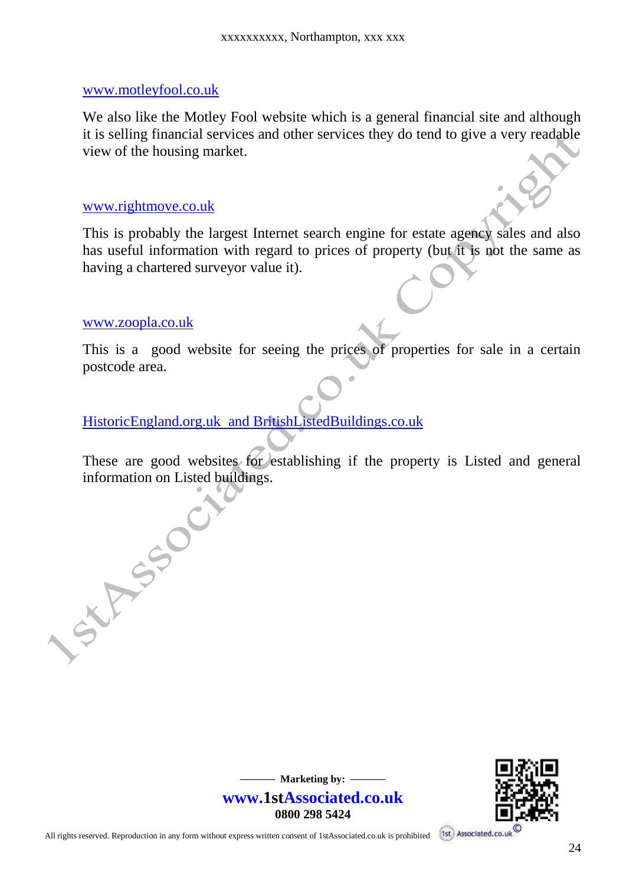www.motleyfool.co.uk

We also like the Motley Fool website which is a general financial site and although it is selling financial services and other services they do tend to give a very readable view of the housing market.

www.rightmove.co.uk

This is probably the largest Internet search engine for estate agency sales and also has useful information with regard to prices of property (but it is not the same as having a chartered surveyor value it).

www.zoopla.co.uk

This is a good website for seeing the prices of properties for sale in a certain postcode area.

HistoricEngland.org.uk and BritishListedBuildings.co.uk

These are good websites for establishing if the property is Listed and general information on Listed buildings.